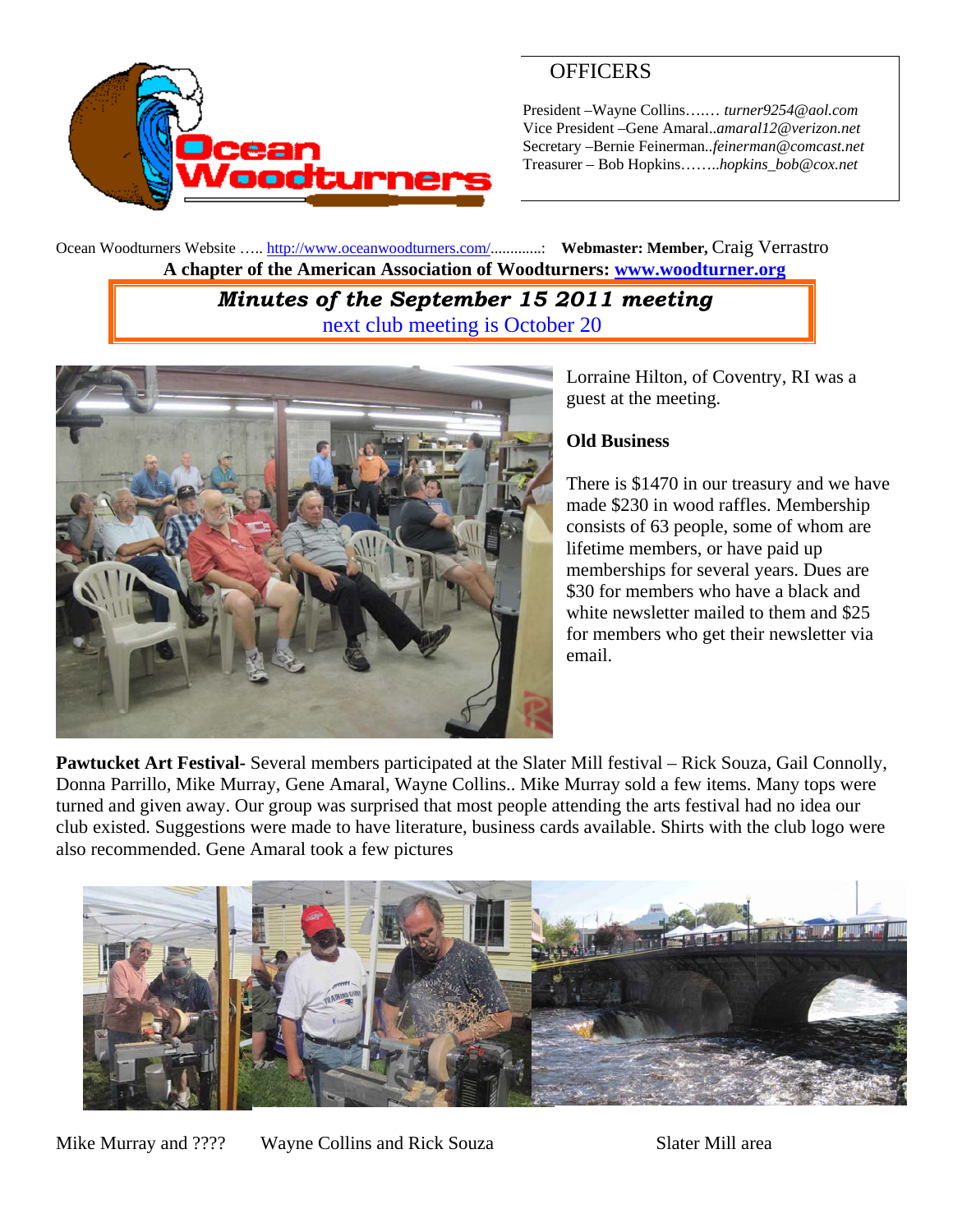## OFFICERS

President –Wayne Collins……. *turner9254@aol.com*
Vice President –Gene Amaral..*amaral12@verizon.net*
Secretary –Bernie Feinerman..*feinerman@comcast.net*
Treasurer – Bob Hopkins……..*hopkins_bob@cox.net*

Ocean Woodturners Website ….. http://www.oceanwoodturners.com/.............: **Webmaster: Member,** Craig Verrastro

**A chapter of the American Association of Woodturners: www.woodturner.org**

# *Minutes of the September 15 2011 meeting*

next club meeting is October 20

Lorraine Hilton, of Coventry, RI was a guest at the meeting.

**Old Business**

There is $1470 in our treasury and we have made $230 in wood raffles. Membership consists of 63 people, some of whom are lifetime members, or have paid up memberships for several years. Dues are $30 for members who have a black and white newsletter mailed to them and $25 for members who get their newsletter via email.

**Pawtucket Art Festival-** Several members participated at the Slater Mill festival – Rick Souza, Gail Connolly, Donna Parrillo, Mike Murray, Gene Amaral, Wayne Collins.. Mike Murray sold a few items. Many tops were turned and given away. Our group was surprised that most people attending the arts festival had no idea our club existed. Suggestions were made to have literature, business cards available. Shirts with the club logo were also recommended. Gene Amaral took a few pictures

Mike Murray and ????     Wayne Collins and Rick Souza     Slater Mill area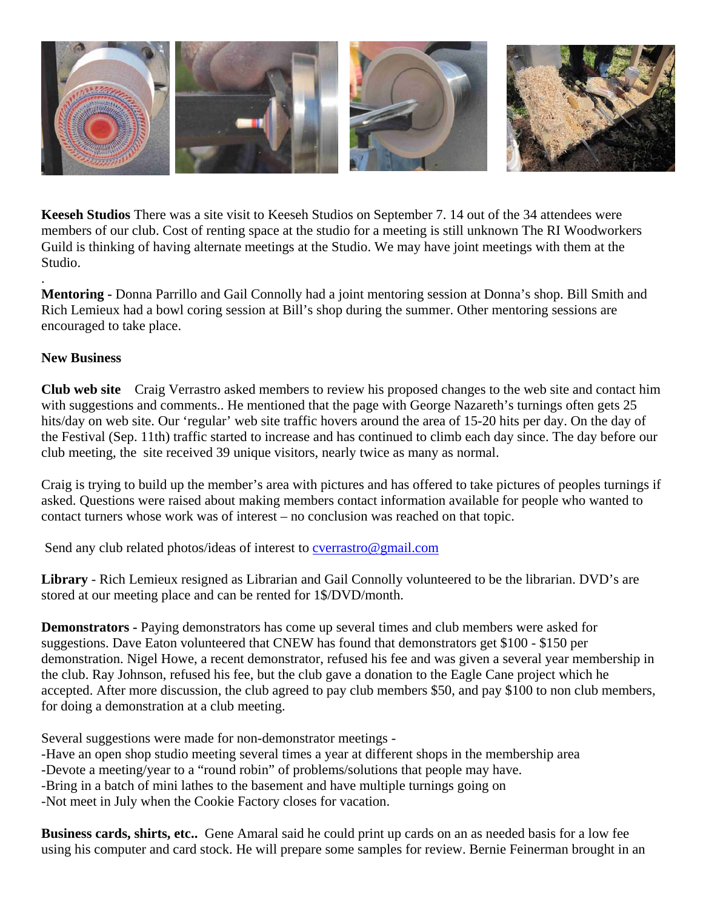**Keeseh Studios** There was a site visit to Keeseh Studios on September 7. 14 out of the 34 attendees were members of our club. Cost of renting space at the studio for a meeting is still unknown The RI Woodworkers Guild is thinking of having alternate meetings at the Studio. We may have joint meetings with them at the Studio.

.

**Mentoring -** Donna Parrillo and Gail Connolly had a joint mentoring session at Donna's shop. Bill Smith and Rich Lemieux had a bowl coring session at Bill's shop during the summer. Other mentoring sessions are encouraged to take place.

**New Business**

**Club web site** Craig Verrastro asked members to review his proposed changes to the web site and contact him with suggestions and comments.. He mentioned that the page with George Nazareth's turnings often gets 25 hits/day on web site. Our 'regular' web site traffic hovers around the area of 15-20 hits per day. On the day of the Festival (Sep. 11th) traffic started to increase and has continued to climb each day since. The day before our club meeting, the site received 39 unique visitors, nearly twice as many as normal.

Craig is trying to build up the member's area with pictures and has offered to take pictures of peoples turnings if asked. Questions were raised about making members contact information available for people who wanted to contact turners whose work was of interest – no conclusion was reached on that topic.

Send any club related photos/ideas of interest to cverrastro@gmail.com

**Library** - Rich Lemieux resigned as Librarian and Gail Connolly volunteered to be the librarian. DVD's are stored at our meeting place and can be rented for 1$/DVD/month.

**Demonstrators -** Paying demonstrators has come up several times and club members were asked for suggestions. Dave Eaton volunteered that CNEW has found that demonstrators get $100 - $150 per demonstration. Nigel Howe, a recent demonstrator, refused his fee and was given a several year membership in the club. Ray Johnson, refused his fee, but the club gave a donation to the Eagle Cane project which he accepted. After more discussion, the club agreed to pay club members $50, and pay $100 to non club members, for doing a demonstration at a club meeting.

Several suggestions were made for non-demonstrator meetings -

- Have an open shop studio meeting several times a year at different shops in the membership area
- Devote a meeting/year to a "round robin" of problems/solutions that people may have.
- Bring in a batch of mini lathes to the basement and have multiple turnings going on
- Not meet in July when the Cookie Factory closes for vacation.

**Business cards, shirts, etc..** Gene Amaral said he could print up cards on an as needed basis for a low fee using his computer and card stock. He will prepare some samples for review. Bernie Feinerman brought in an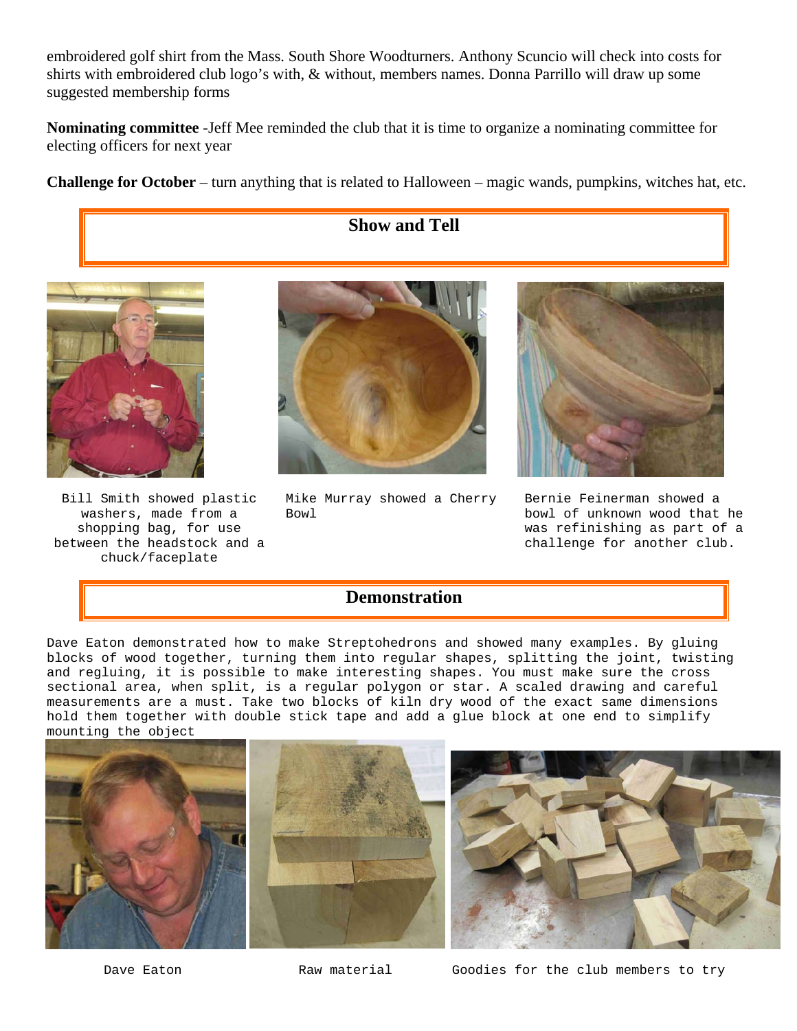embroidered golf shirt from the Mass. South Shore Woodturners. Anthony Scuncio will check into costs for shirts with embroidered club logo's with, & without, members names. Donna Parrillo will draw up some suggested membership forms

**Nominating committee** -Jeff Mee reminded the club that it is time to organize a nominating committee for electing officers for next year

**Challenge for October** – turn anything that is related to Halloween – magic wands, pumpkins, witches hat, etc.

## Show and Tell

Bill Smith showed plastic washers, made from a shopping bag, for use between the headstock and a chuck/faceplate

Mike Murray showed a Cherry Bowl

Bernie Feinerman showed a bowl of unknown wood that he was refinishing as part of a challenge for another club.

## Demonstration

Dave Eaton demonstrated how to make Streptohedrons and showed many examples. By gluing blocks of wood together, turning them into regular shapes, splitting the joint, twisting and regluing, it is possible to make interesting shapes. You must make sure the cross sectional area, when split, is a regular polygon or star. A scaled drawing and careful measurements are a must. Take two blocks of kiln dry wood of the exact same dimensions hold them together with double stick tape and add a glue block at one end to simplify mounting the object

Dave Eaton

Raw material

Goodies for the club members to try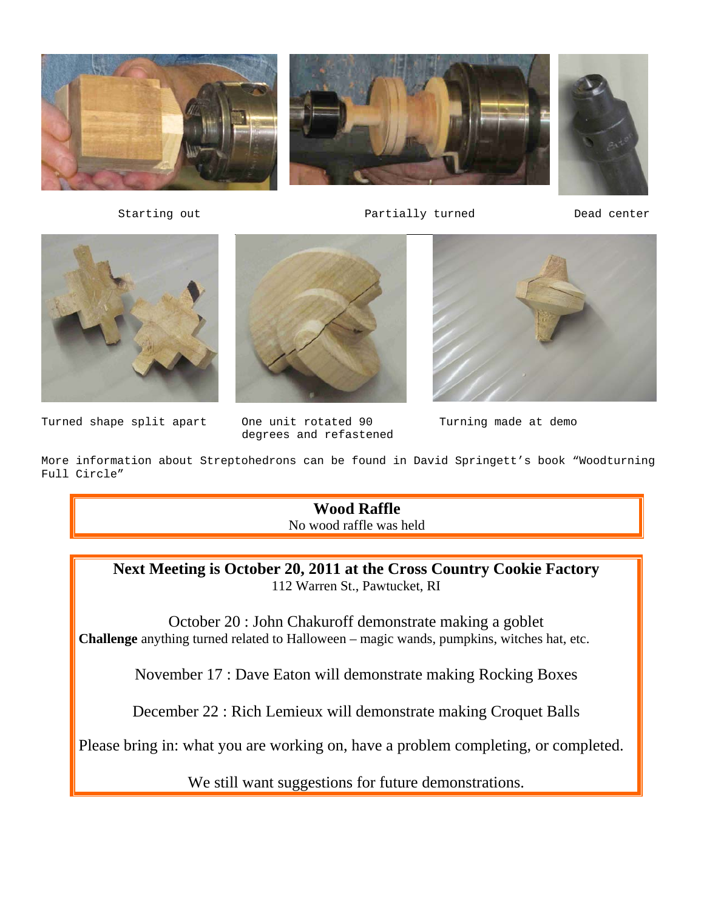Starting out

Partially turned

Dead center

Turned shape split apart

One unit rotated 90 degrees and refastened

Turning made at demo

More information about Streptohedrons can be found in David Springett's book "Woodturning Full Circle"

**Wood Raffle**

No wood raffle was held

**Next Meeting is October 20, 2011 at the Cross Country Cookie Factory**

112 Warren St., Pawtucket, RI

October 20 : John Chakuroff demonstrate making a goblet

**Challenge** anything turned related to Halloween – magic wands, pumpkins, witches hat, etc.

November 17 : Dave Eaton will demonstrate making Rocking Boxes

December 22 : Rich Lemieux will demonstrate making Croquet Balls

Please bring in: what you are working on, have a problem completing, or completed.

We still want suggestions for future demonstrations.